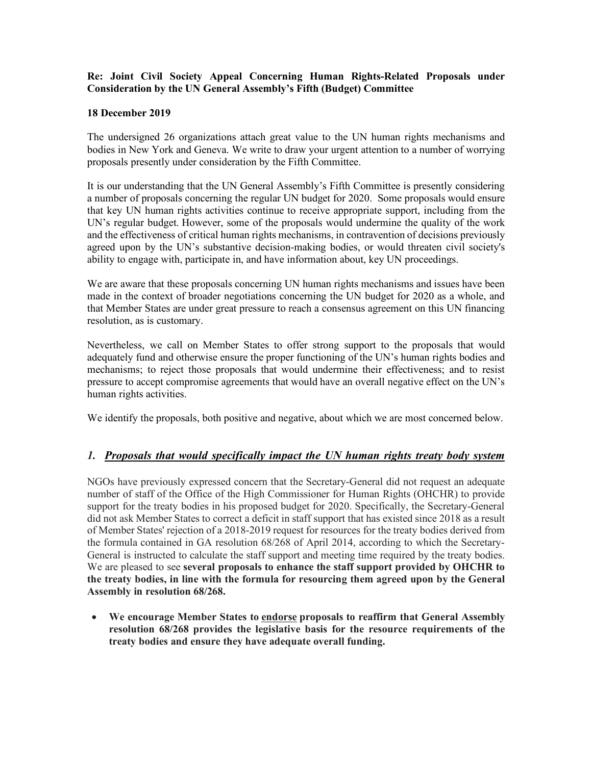**Re: Joint Civil Society Appeal Concerning Human Rights-Related Proposals under Consideration by the UN General Assembly's Fifth (Budget) Committee**

**18 December 2019**

The undersigned 26 organizations attach great value to the UN human rights mechanisms and bodies in New York and Geneva. We write to draw your urgent attention to a number of worrying proposals presently under consideration by the Fifth Committee.

It is our understanding that the UN General Assembly's Fifth Committee is presently considering a number of proposals concerning the regular UN budget for 2020. Some proposals would ensure that key UN human rights activities continue to receive appropriate support, including from the UN's regular budget. However, some of the proposals would undermine the quality of the work and the effectiveness of critical human rights mechanisms, in contravention of decisions previously agreed upon by the UN's substantive decision-making bodies, or would threaten civil society's ability to engage with, participate in, and have information about, key UN proceedings.

We are aware that these proposals concerning UN human rights mechanisms and issues have been made in the context of broader negotiations concerning the UN budget for 2020 as a whole, and that Member States are under great pressure to reach a consensus agreement on this UN financing resolution, as is customary.

Nevertheless, we call on Member States to offer strong support to the proposals that would adequately fund and otherwise ensure the proper functioning of the UN's human rights bodies and mechanisms; to reject those proposals that would undermine their effectiveness; and to resist pressure to accept compromise agreements that would have an overall negative effect on the UN's human rights activities.

We identify the proposals, both positive and negative, about which we are most concerned below.

## *1. Proposals that would specifically impact the UN human rights treaty body system*

NGOs have previously expressed concern that the Secretary-General did not request an adequate number of staff of the Office of the High Commissioner for Human Rights (OHCHR) to provide support for the treaty bodies in his proposed budget for 2020. Specifically, the Secretary-General did not ask Member States to correct a deficit in staff support that has existed since 2018 as a result of Member States' rejection of a 2018-2019 request for resources for the treaty bodies derived from the formula contained in GA resolution 68/268 of April 2014, according to which the Secretary-General is instructed to calculate the staff support and meeting time required by the treaty bodies. We are pleased to see **several proposals to enhance the staff support provided by OHCHR to the treaty bodies, in line with the formula for resourcing them agreed upon by the General Assembly in resolution 68/268.**

- **We encourage Member States to <u>endorse</u> proposals to reaffirm that General Assembly resolution 68/268 provides the legislative basis for the resource requirements of the treaty bodies and ensure they have adequate overall funding.**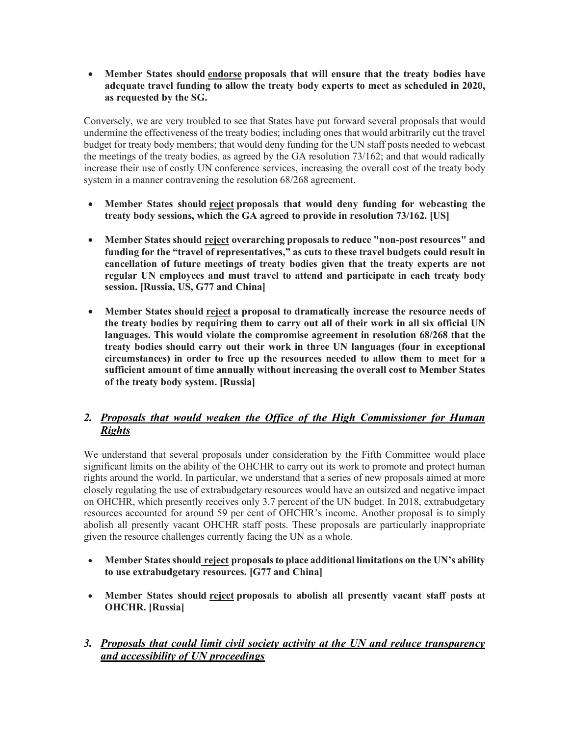- **Member States should <u>endorse</u> proposals that will ensure that the treaty bodies have adequate travel funding to allow the treaty body experts to meet as scheduled in 2020, as requested by the SG.**

Conversely, we are very troubled to see that States have put forward several proposals that would undermine the effectiveness of the treaty bodies; including ones that would arbitrarily cut the travel budget for treaty body members; that would deny funding for the UN staff posts needed to webcast the meetings of the treaty bodies, as agreed by the GA resolution 73/162; and that would radically increase their use of costly UN conference services, increasing the overall cost of the treaty body system in a manner contravening the resolution 68/268 agreement.

- **Member States should <u>reject</u> proposals that would deny funding for webcasting the treaty body sessions, which the GA agreed to provide in resolution 73/162. [US]**

- **Member States should <u>reject</u> overarching proposals to reduce "non-post resources" and funding for the "travel of representatives," as cuts to these travel budgets could result in cancellation of future meetings of treaty bodies given that the treaty experts are not regular UN employees and must travel to attend and participate in each treaty body session. [Russia, US, G77 and China]**

- **Member States should <u>reject</u> a proposal to dramatically increase the resource needs of the treaty bodies by requiring them to carry out all of their work in all six official UN languages. This would violate the compromise agreement in resolution 68/268 that the treaty bodies should carry out their work in three UN languages (four in exceptional circumstances) in order to free up the resources needed to allow them to meet for a sufficient amount of time annually without increasing the overall cost to Member States of the treaty body system. [Russia]**

## *2. <u>Proposals that would weaken the Office of the High Commissioner for Human Rights</u>*

We understand that several proposals under consideration by the Fifth Committee would place significant limits on the ability of the OHCHR to carry out its work to promote and protect human rights around the world. In particular, we understand that a series of new proposals aimed at more closely regulating the use of extrabudgetary resources would have an outsized and negative impact on OHCHR, which presently receives only 3.7 percent of the UN budget. In 2018, extrabudgetary resources accounted for around 59 per cent of OHCHR's income. Another proposal is to simply abolish all presently vacant OHCHR staff posts. These proposals are particularly inappropriate given the resource challenges currently facing the UN as a whole.

- **Member States should <u>reject</u> proposals to place additional limitations on the UN's ability to use extrabudgetary resources. [G77 and China]**

- **Member States should <u>reject</u> proposals to abolish all presently vacant staff posts at OHCHR. [Russia]**

## *3. <u>Proposals that could limit civil society activity at the UN and reduce transparency and accessibility of UN proceedings</u>*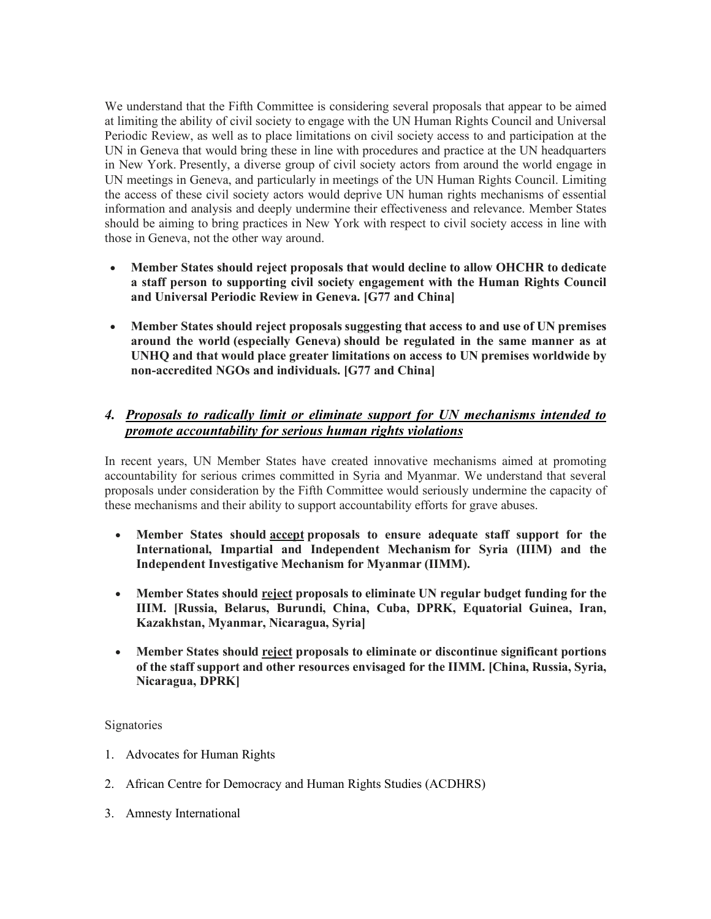We understand that the Fifth Committee is considering several proposals that appear to be aimed at limiting the ability of civil society to engage with the UN Human Rights Council and Universal Periodic Review, as well as to place limitations on civil society access to and participation at the UN in Geneva that would bring these in line with procedures and practice at the UN headquarters in New York. Presently, a diverse group of civil society actors from around the world engage in UN meetings in Geneva, and particularly in meetings of the UN Human Rights Council. Limiting the access of these civil society actors would deprive UN human rights mechanisms of essential information and analysis and deeply undermine their effectiveness and relevance. Member States should be aiming to bring practices in New York with respect to civil society access in line with those in Geneva, not the other way around.

- **Member States should reject proposals that would decline to allow OHCHR to dedicate a staff person to supporting civil society engagement with the Human Rights Council and Universal Periodic Review in Geneva. [G77 and China]**
- **Member States should reject proposals suggesting that access to and use of UN premises around the world (especially Geneva) should be regulated in the same manner as at UNHQ and that would place greater limitations on access to UN premises worldwide by non-accredited NGOs and individuals. [G77 and China]**

### *4. <u>Proposals to radically limit or eliminate support for UN mechanisms intended to promote accountability for serious human rights violations</u>*

In recent years, UN Member States have created innovative mechanisms aimed at promoting accountability for serious crimes committed in Syria and Myanmar. We understand that several proposals under consideration by the Fifth Committee would seriously undermine the capacity of these mechanisms and their ability to support accountability efforts for grave abuses.

- **Member States should <u>accept</u> proposals to ensure adequate staff support for the International, Impartial and Independent Mechanism for Syria (IIIM) and the Independent Investigative Mechanism for Myanmar (IIMM).**
- **Member States should <u>reject</u> proposals to eliminate UN regular budget funding for the IIIM. [Russia, Belarus, Burundi, China, Cuba, DPRK, Equatorial Guinea, Iran, Kazakhstan, Myanmar, Nicaragua, Syria]**
- **Member States should <u>reject</u> proposals to eliminate or discontinue significant portions of the staff support and other resources envisaged for the IIMM. [China, Russia, Syria, Nicaragua, DPRK]**

Signatories

1. Advocates for Human Rights
2. African Centre for Democracy and Human Rights Studies (ACDHRS)
3. Amnesty International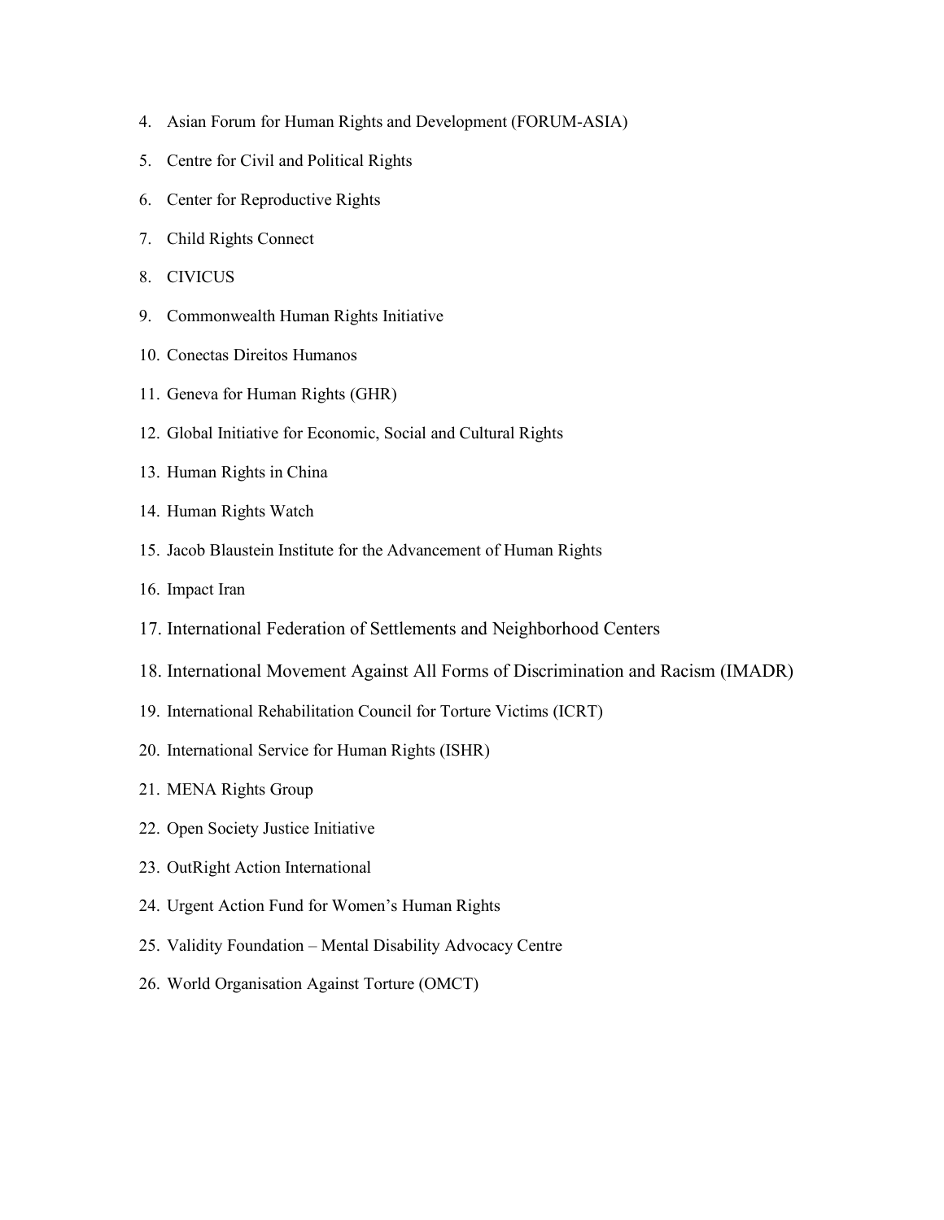4. Asian Forum for Human Rights and Development (FORUM-ASIA)
5. Centre for Civil and Political Rights
6. Center for Reproductive Rights
7. Child Rights Connect
8. CIVICUS
9. Commonwealth Human Rights Initiative
10. Conectas Direitos Humanos
11. Geneva for Human Rights (GHR)
12. Global Initiative for Economic, Social and Cultural Rights
13. Human Rights in China
14. Human Rights Watch
15. Jacob Blaustein Institute for the Advancement of Human Rights
16. Impact Iran
17. International Federation of Settlements and Neighborhood Centers
18. International Movement Against All Forms of Discrimination and Racism (IMADR)
19. International Rehabilitation Council for Torture Victims (ICRT)
20. International Service for Human Rights (ISHR)
21. MENA Rights Group
22. Open Society Justice Initiative
23. OutRight Action International
24. Urgent Action Fund for Women's Human Rights
25. Validity Foundation – Mental Disability Advocacy Centre
26. World Organisation Against Torture (OMCT)